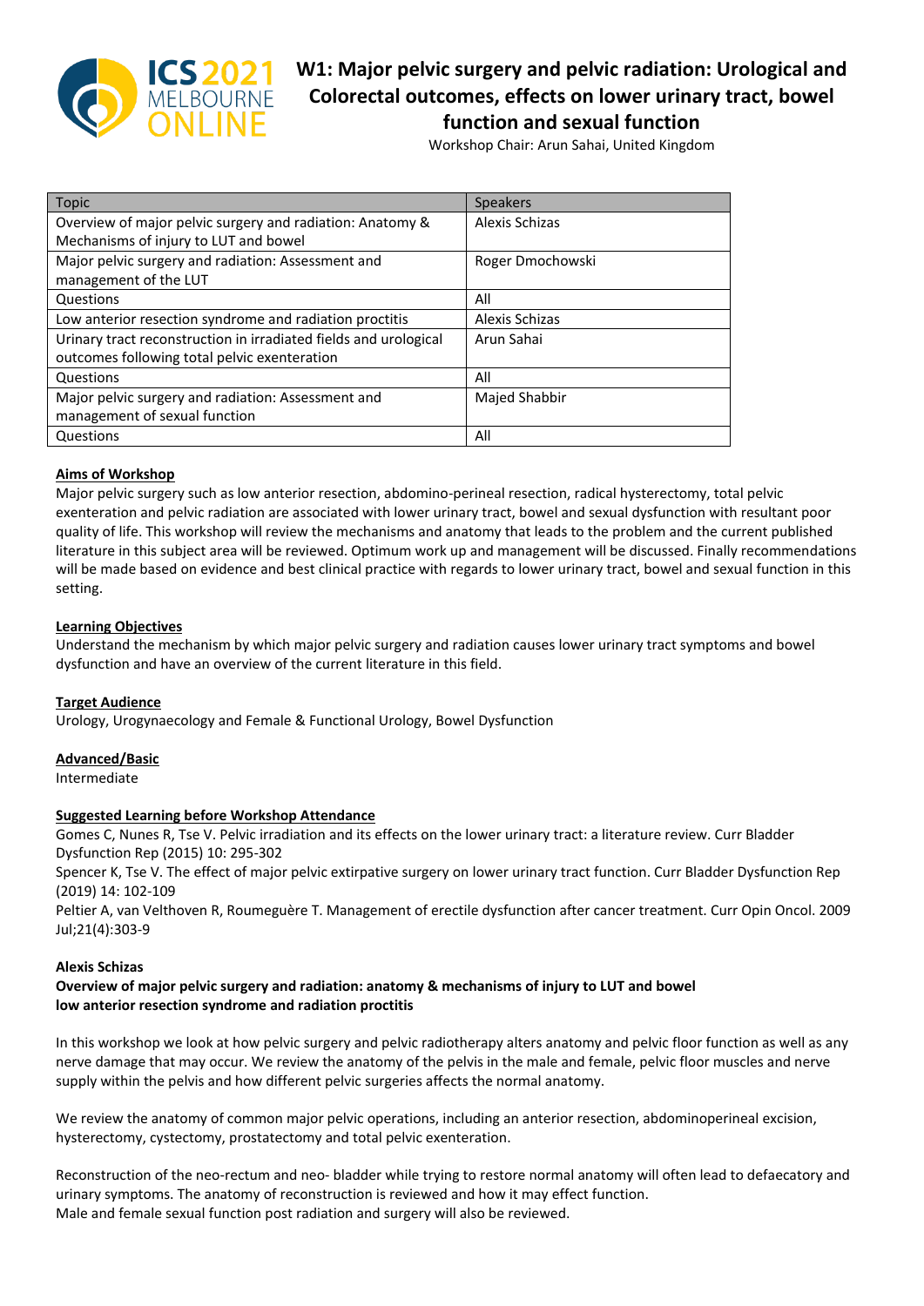# W1: Major pelvic surgery and pelvic radiation: Urological and Colorectal outcomes, effects on lower urinary tract, bowel function and sexual function

Workshop Chair: Arun Sahai, United Kingdom

| Topic | Speakers |
| --- | --- |
| Overview of major pelvic surgery and radiation: Anatomy & Mechanisms of injury to LUT and bowel | Alexis Schizas |
| Major pelvic surgery and radiation: Assessment and management of the LUT | Roger Dmochowski |
| Questions | All |
| Low anterior resection syndrome and radiation proctitis | Alexis Schizas |
| Urinary tract reconstruction in irradiated fields and urological outcomes following total pelvic exenteration | Arun Sahai |
| Questions | All |
| Major pelvic surgery and radiation: Assessment and management of sexual function | Majed Shabbir |
| Questions | All |

**Aims of Workshop**

Major pelvic surgery such as low anterior resection, abdomino-perineal resection, radical hysterectomy, total pelvic exenteration and pelvic radiation are associated with lower urinary tract, bowel and sexual dysfunction with resultant poor quality of life. This workshop will review the mechanisms and anatomy that leads to the problem and the current published literature in this subject area will be reviewed. Optimum work up and management will be discussed. Finally recommendations will be made based on evidence and best clinical practice with regards to lower urinary tract, bowel and sexual function in this setting.

**Learning Objectives**

Understand the mechanism by which major pelvic surgery and radiation causes lower urinary tract symptoms and bowel dysfunction and have an overview of the current literature in this field.

**Target Audience**

Urology, Urogynaecology and Female & Functional Urology, Bowel Dysfunction

**Advanced/Basic**

Intermediate

**Suggested Learning before Workshop Attendance**

Gomes C, Nunes R, Tse V. Pelvic irradiation and its effects on the lower urinary tract: a literature review. Curr Bladder Dysfunction Rep (2015) 10: 295-302

Spencer K, Tse V. The effect of major pelvic extirpative surgery on lower urinary tract function. Curr Bladder Dysfunction Rep (2019) 14: 102-109

Peltier A, van Velthoven R, Roumeguère T. Management of erectile dysfunction after cancer treatment. Curr Opin Oncol. 2009 Jul;21(4):303-9

**Alexis Schizas**

**Overview of major pelvic surgery and radiation: anatomy & mechanisms of injury to LUT and bowel**
**low anterior resection syndrome and radiation proctitis**

In this workshop we look at how pelvic surgery and pelvic radiotherapy alters anatomy and pelvic floor function as well as any nerve damage that may occur. We review the anatomy of the pelvis in the male and female, pelvic floor muscles and nerve supply within the pelvis and how different pelvic surgeries affects the normal anatomy.

We review the anatomy of common major pelvic operations, including an anterior resection, abdominoperineal excision, hysterectomy, cystectomy, prostatectomy and total pelvic exenteration.

Reconstruction of the neo-rectum and neo- bladder while trying to restore normal anatomy will often lead to defaecatory and urinary symptoms. The anatomy of reconstruction is reviewed and how it may effect function.
Male and female sexual function post radiation and surgery will also be reviewed.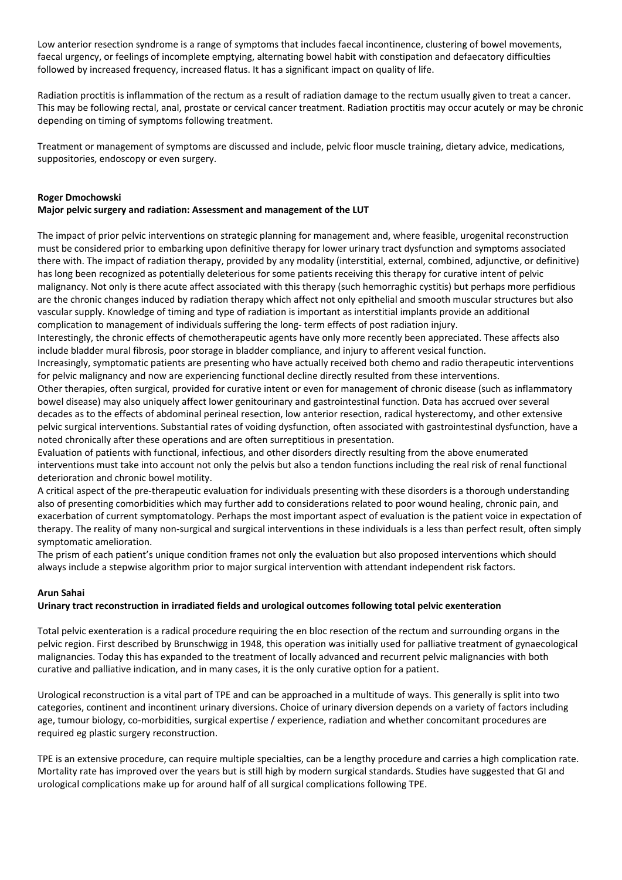Low anterior resection syndrome is a range of symptoms that includes faecal incontinence, clustering of bowel movements, faecal urgency, or feelings of incomplete emptying, alternating bowel habit with constipation and defaecatory difficulties followed by increased frequency, increased flatus. It has a significant impact on quality of life.

Radiation proctitis is inflammation of the rectum as a result of radiation damage to the rectum usually given to treat a cancer. This may be following rectal, anal, prostate or cervical cancer treatment. Radiation proctitis may occur acutely or may be chronic depending on timing of symptoms following treatment.

Treatment or management of symptoms are discussed and include, pelvic floor muscle training, dietary advice, medications, suppositories, endoscopy or even surgery.

**Roger Dmochowski**
**Major pelvic surgery and radiation: Assessment and management of the LUT**

The impact of prior pelvic interventions on strategic planning for management and, where feasible, urogenital reconstruction must be considered prior to embarking upon definitive therapy for lower urinary tract dysfunction and symptoms associated there with. The impact of radiation therapy, provided by any modality (interstitial, external, combined, adjunctive, or definitive) has long been recognized as potentially deleterious for some patients receiving this therapy for curative intent of pelvic malignancy. Not only is there acute affect associated with this therapy (such hemorrhagic cystitis) but perhaps more perfidious are the chronic changes induced by radiation therapy which affect not only epithelial and smooth muscular structures but also vascular supply. Knowledge of timing and type of radiation is important as interstitial implants provide an additional complication to management of individuals suffering the long- term effects of post radiation injury.
Interestingly, the chronic effects of chemotherapeutic agents have only more recently been appreciated. These affects also include bladder mural fibrosis, poor storage in bladder compliance, and injury to afferent vesical function.
Increasingly, symptomatic patients are presenting who have actually received both chemo and radio therapeutic interventions for pelvic malignancy and now are experiencing functional decline directly resulted from these interventions.
Other therapies, often surgical, provided for curative intent or even for management of chronic disease (such as inflammatory bowel disease) may also uniquely affect lower genitourinary and gastrointestinal function. Data has accrued over several decades as to the effects of abdominal perineal resection, low anterior resection, radical hysterectomy, and other extensive pelvic surgical interventions. Substantial rates of voiding dysfunction, often associated with gastrointestinal dysfunction, have a noted chronically after these operations and are often surreptitious in presentation.
Evaluation of patients with functional, infectious, and other disorders directly resulting from the above enumerated interventions must take into account not only the pelvis but also a tendon functions including the real risk of renal functional deterioration and chronic bowel motility.
A critical aspect of the pre-therapeutic evaluation for individuals presenting with these disorders is a thorough understanding also of presenting comorbidities which may further add to considerations related to poor wound healing, chronic pain, and exacerbation of current symptomatology. Perhaps the most important aspect of evaluation is the patient voice in expectation of therapy. The reality of many non-surgical and surgical interventions in these individuals is a less than perfect result, often simply symptomatic amelioration.
The prism of each patient's unique condition frames not only the evaluation but also proposed interventions which should always include a stepwise algorithm prior to major surgical intervention with attendant independent risk factors.

**Arun Sahai**
**Urinary tract reconstruction in irradiated fields and urological outcomes following total pelvic exenteration**

Total pelvic exenteration is a radical procedure requiring the en bloc resection of the rectum and surrounding organs in the pelvic region. First described by Brunschwigg in 1948, this operation was initially used for palliative treatment of gynaecological malignancies. Today this has expanded to the treatment of locally advanced and recurrent pelvic malignancies with both curative and palliative indication, and in many cases, it is the only curative option for a patient.

Urological reconstruction is a vital part of TPE and can be approached in a multitude of ways. This generally is split into two categories, continent and incontinent urinary diversions. Choice of urinary diversion depends on a variety of factors including age, tumour biology, co-morbidities, surgical expertise / experience, radiation and whether concomitant procedures are required eg plastic surgery reconstruction.

TPE is an extensive procedure, can require multiple specialties, can be a lengthy procedure and carries a high complication rate. Mortality rate has improved over the years but is still high by modern surgical standards. Studies have suggested that GI and urological complications make up for around half of all surgical complications following TPE.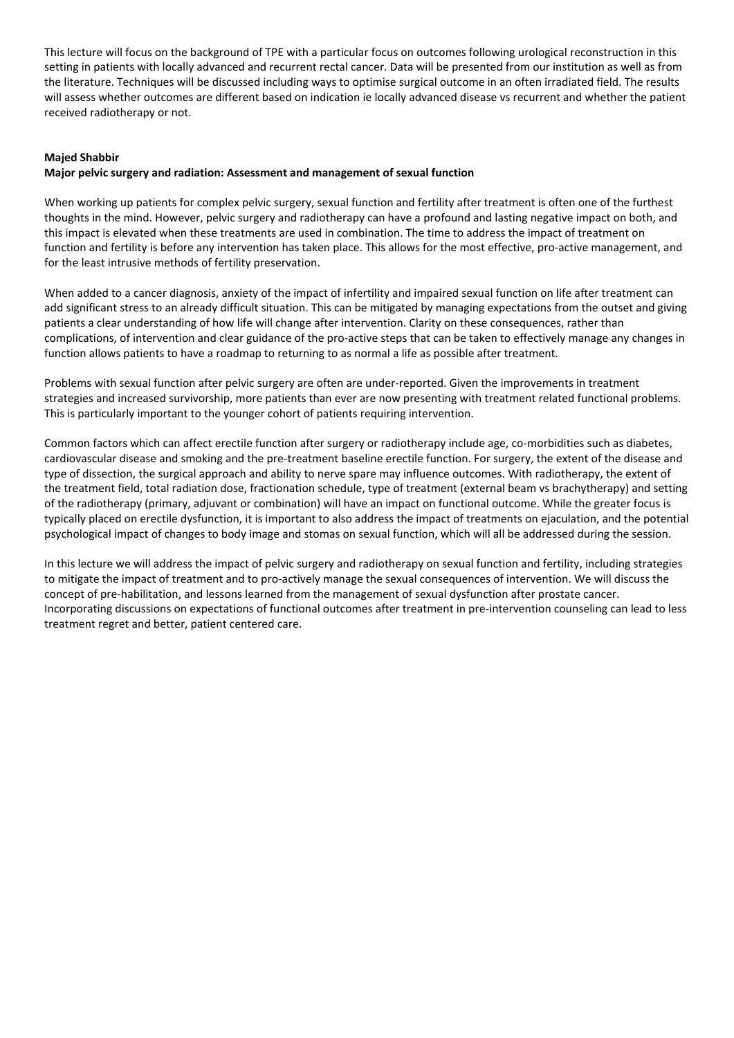This lecture will focus on the background of TPE with a particular focus on outcomes following urological reconstruction in this setting in patients with locally advanced and recurrent rectal cancer. Data will be presented from our institution as well as from the literature. Techniques will be discussed including ways to optimise surgical outcome in an often irradiated field. The results will assess whether outcomes are different based on indication ie locally advanced disease vs recurrent and whether the patient received radiotherapy or not.

**Majed Shabbir**
**Major pelvic surgery and radiation: Assessment and management of sexual function**

When working up patients for complex pelvic surgery, sexual function and fertility after treatment is often one of the furthest thoughts in the mind. However, pelvic surgery and radiotherapy can have a profound and lasting negative impact on both, and this impact is elevated when these treatments are used in combination. The time to address the impact of treatment on function and fertility is before any intervention has taken place. This allows for the most effective, pro-active management, and for the least intrusive methods of fertility preservation.

When added to a cancer diagnosis, anxiety of the impact of infertility and impaired sexual function on life after treatment can add significant stress to an already difficult situation. This can be mitigated by managing expectations from the outset and giving patients a clear understanding of how life will change after intervention. Clarity on these consequences, rather than complications, of intervention and clear guidance of the pro-active steps that can be taken to effectively manage any changes in function allows patients to have a roadmap to returning to as normal a life as possible after treatment.

Problems with sexual function after pelvic surgery are often are under-reported. Given the improvements in treatment strategies and increased survivorship, more patients than ever are now presenting with treatment related functional problems. This is particularly important to the younger cohort of patients requiring intervention.

Common factors which can affect erectile function after surgery or radiotherapy include age, co-morbidities such as diabetes, cardiovascular disease and smoking and the pre-treatment baseline erectile function. For surgery, the extent of the disease and type of dissection, the surgical approach and ability to nerve spare may influence outcomes. With radiotherapy, the extent of the treatment field, total radiation dose, fractionation schedule, type of treatment (external beam vs brachytherapy) and setting of the radiotherapy (primary, adjuvant or combination) will have an impact on functional outcome. While the greater focus is typically placed on erectile dysfunction, it is important to also address the impact of treatments on ejaculation, and the potential psychological impact of changes to body image and stomas on sexual function, which will all be addressed during the session.

In this lecture we will address the impact of pelvic surgery and radiotherapy on sexual function and fertility, including strategies to mitigate the impact of treatment and to pro-actively manage the sexual consequences of intervention. We will discuss the concept of pre-habilitation, and lessons learned from the management of sexual dysfunction after prostate cancer. Incorporating discussions on expectations of functional outcomes after treatment in pre-intervention counseling can lead to less treatment regret and better, patient centered care.